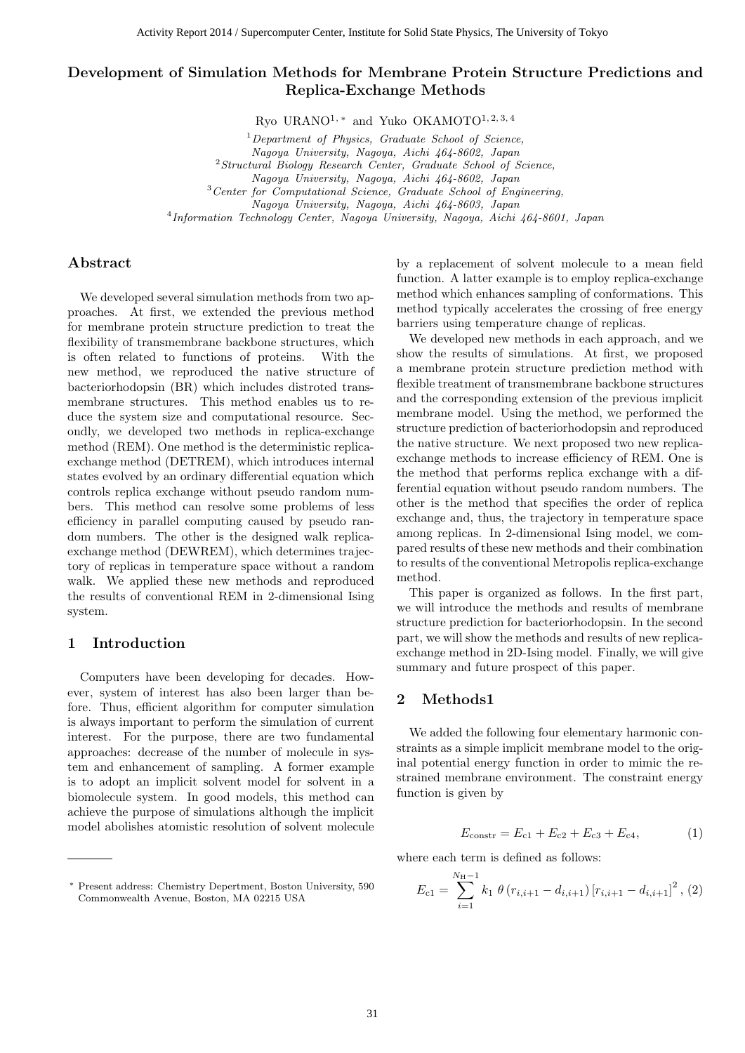# Development of Simulation Methods for Membrane Protein Structure Predictions and Replica-Exchange Methods

Ryo URANO[1,*] and Yuko OKAMOTO[1,2,3,4]

[1] *Department of Physics, Graduate School of Science, Nagoya University, Nagoya, Aichi 464-8602, Japan*
[2] *Structural Biology Research Center, Graduate School of Science, Nagoya University, Nagoya, Aichi 464-8602, Japan*
[3] *Center for Computational Science, Graduate School of Engineering, Nagoya University, Nagoya, Aichi 464-8603, Japan*
[4] *Information Technology Center, Nagoya University, Nagoya, Aichi 464-8601, Japan*

## Abstract

We developed several simulation methods from two approaches. At first, we extended the previous method for membrane protein structure prediction to treat the flexibility of transmembrane backbone structures, which is often related to functions of proteins. With the new method, we reproduced the native structure of bacteriorhodopsin (BR) which includes distroted transmembrane structures. This method enables us to reduce the system size and computational resource. Secondly, we developed two methods in replica-exchange method (REM). One method is the deterministic replica-exchange method (DETREM), which introduces internal states evolved by an ordinary differential equation which controls replica exchange without pseudo random numbers. This method can resolve some problems of less efficiency in parallel computing caused by pseudo random numbers. The other is the designed walk replica-exchange method (DEWREM), which determines trajectory of replicas in temperature space without a random walk. We applied these new methods and reproduced the results of conventional REM in 2-dimensional Ising system.

## 1 Introduction

Computers have been developing for decades. However, system of interest has also been larger than before. Thus, efficient algorithm for computer simulation is always important to perform the simulation of current interest. For the purpose, there are two fundamental approaches: decrease of the number of molecule in system and enhancement of sampling. A former example is to adopt an implicit solvent model for solvent in a biomolecule system. In good models, this method can achieve the purpose of simulations although the implicit model abolishes atomistic resolution of solvent molecule by a replacement of solvent molecule to a mean field function. A latter example is to employ replica-exchange method which enhances sampling of conformations. This method typically accelerates the crossing of free energy barriers using temperature change of replicas.

We developed new methods in each approach, and we show the results of simulations. At first, we proposed a membrane protein structure prediction method with flexible treatment of transmembrane backbone structures and the corresponding extension of the previous implicit membrane model. Using the method, we performed the structure prediction of bacteriorhodopsin and reproduced the native structure. We next proposed two new replica-exchange methods to increase efficiency of REM. One is the method that performs replica exchange with a differential equation without pseudo random numbers. The other is the method that specifies the order of replica exchange and, thus, the trajectory in temperature space among replicas. In 2-dimensional Ising model, we compared results of these new methods and their combination to results of the conventional Metropolis replica-exchange method.

This paper is organized as follows. In the first part, we will introduce the methods and results of membrane structure prediction for bacteriorhodopsin. In the second part, we will show the methods and results of new replica-exchange method in 2D-Ising model. Finally, we will give summary and future prospect of this paper.

## 2 Methods1

We added the following four elementary harmonic constraints as a simple implicit membrane model to the original potential energy function in order to mimic the restrained membrane environment. The constraint energy function is given by

$$E_{\text{constr}} = E_{c1} + E_{c2} + E_{c3} + E_{c4}, \tag{1}$$

where each term is defined as follows:

$$E_{c1} = \sum_{i=1}^{N_{\rm H}-1} k_1 \, \theta \left( r_{i,i+1} - d_{i,i+1} \right) \left[ r_{i,i+1} - d_{i,i+1} \right]^2, \tag{2}$$

* Present address: Chemistry Depertment, Boston University, 590 Commonwealth Avenue, Boston, MA 02215 USA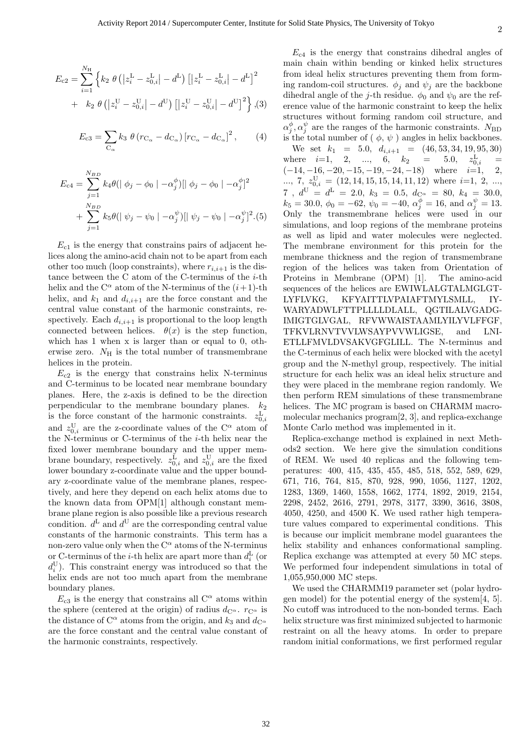$$E_{c2} = \sum_{i=1}^{N_H} \left\{ k_2\ \theta\left(\left|z_i^L - z_{0,i}^L\right| - d^L\right) \left[\left|z_i^L - z_{0,i}^L\right| - d^L\right]^2 + \ k_2\ \theta\left(\left|z_i^U - z_{0,i}^U\right| - d^U\right) \left[\left|z_i^U - z_{0,i}^U\right| - d^U\right]^2 \right\}, \quad (3)$$

$$E_{c3} = \sum_{C_\alpha} k_3\ \theta\left(r_{C_\alpha} - d_{C_\alpha}\right) \left[r_{C_\alpha} - d_{C_\alpha}\right]^2, \quad (4)$$

$$E_{c4} = \sum_{j=1}^{N_{BD}} k_4 \theta(|\ \phi_j - \phi_0\ | - \alpha_j^{\phi})[|\ \phi_j - \phi_0\ | - \alpha_j^{\phi}]^2 + \sum_{j=1}^{N_{BD}} k_5 \theta(|\ \psi_j - \psi_0\ | - \alpha_j^{\psi})[|\ \psi_j - \psi_0\ | - \alpha_j^{\psi}]^2. \quad (5)$$

$E_{c1}$ is the energy that constrains pairs of adjacent helices along the amino-acid chain not to be apart from each other too much (loop constraints), where $r_{i,i+1}$ is the distance between the C atom of the C-terminus of the $i$-th helix and the $C^\alpha$ atom of the N-terminus of the $(i+1)$-th helix, and $k_1$ and $d_{i,i+1}$ are the force constant and the central value constant of the harmonic constraints, respectively. Each $d_{i,i+1}$ is proportional to the loop length connected between helices. $\theta(x)$ is the step function, which has 1 when x is larger than or equal to 0, otherwise zero. $N_H$ is the total number of transmembrane helices in the protein.

$E_{c2}$ is the energy that constrains helix N-terminus and C-terminus to be located near membrane boundary planes. Here, the z-axis is defined to be the direction perpendicular to the membrane boundary planes. $k_2$ is the force constant of the harmonic constraints. $z_{0,i}^L$ and $z_{0,i}^U$ are the z-coordinate values of the $C^\alpha$ atom of the N-terminus or C-terminus of the $i$-th helix near the fixed lower membrane boundary and the upper membrane boundary, respectively. $z_{0,i}^L$ and $z_{0,i}^U$ are the fixed lower boundary z-coordinate value and the upper boundary z-coordinate value of the membrane planes, respectively, and here they depend on each helix atoms due to the known data from OPM[1] although constant membrane plane region is also possible like a previous research condition. $d^L$ and $d^U$ are the corresponding central value constants of the harmonic constraints. This term has a non-zero value only when the $C^\alpha$ atoms of the N-terminus or C-terminus of the $i$-th helix are apart more than $d_i^L$ (or $d_i^U$). This constraint energy was introduced so that the helix ends are not too much apart from the membrane boundary planes.

$E_{c3}$ is the energy that constrains all $C^\alpha$ atoms within the sphere (centered at the origin) of radius $d_{C^\alpha}$. $r_{C^\alpha}$ is the distance of $C^\alpha$ atoms from the origin, and $k_3$ and $d_{C^\alpha}$ are the force constant and the central value constant of the harmonic constraints, respectively.

$E_{c4}$ is the energy that constrains dihedral angles of main chain within bending or kinked helix structures from ideal helix structures preventing them from forming random-coil structures. $\phi_j$ and $\psi_j$ are the backbone dihedral angle of the $j$-th residue. $\phi_0$ and $\psi_0$ are the reference value of the harmonic constraint to keep the helix structures without forming random coil structure, and $\alpha_j^{\phi}, \alpha_j^{\psi}$ are the ranges of the harmonic constraints. $N_{BD}$ is the total number of ( $\phi$, $\psi$ ) angles in helix backbones.

We set $k_1 = 5.0$, $d_{i,i+1} = (46, 53, 34, 19, 95, 30)$ where $i$=1, 2, ..., 6, $k_2 = 5.0$, $z_{0,i}^L = (-14, -16, -20, -15, -19, -24, -18)$ where $i$=1, 2, ..., 7, $z_{0,i}^U = (12, 14, 15, 15, 14, 11, 12)$ where $i$=1, 2, ..., 7 , $d^U = d^L = 2.0$, $k_3 = 0.5$, $d_{C^\alpha} = 80$, $k_4 = 30.0$, $k_5 = 30.0$, $\phi_0 = -62$, $\psi_0 = -40$, $\alpha_j^{\phi} = 16$, and $\alpha_j^{\psi} = 13$. Only the transmembrane helices were used in our simulations, and loop regions of the membrane proteins as well as lipid and water molecules were neglected. The membrane environment for this protein for the membrane thickness and the region of transmembrane region of the helices was taken from Orientation of Proteins in Membrane (OPM) [1]. The amino-acid sequences of the helices are EWIWLALGTALMGLGTLYFLVKG, KFYAITTLVPAIAFTMYLSMLL, IYWARYADWLFTTPLLLLDLALL, QGTILALVGADGIMIGTGLVGAL, RFVWWAISTAAMLYILYVLFFGF, TFKVLRNVTVVLWSAYPVVWLIGSE, and LNIETLLFMVLDVSAKVGFGLILL. The N-terminus and the C-terminus of each helix were blocked with the acetyl group and the N-methyl group, respectively. The initial structure for each helix was an ideal helix structure and they were placed in the membrane region randomly. We then perform REM simulations of these transmembrane helices. The MC program is based on CHARMM macromolecular mechanics program[2, 3], and replica-exchange Monte Carlo method was implemented in it.

Replica-exchange method is explained in next Methods2 section. We here give the simulation conditions of REM. We used 40 replicas and the following temperatures: 400, 415, 435, 455, 485, 518, 552, 589, 629, 671, 716, 764, 815, 870, 928, 990, 1056, 1127, 1202, 1283, 1369, 1460, 1558, 1662, 1774, 1892, 2019, 2154, 2298, 2452, 2616, 2791, 2978, 3177, 3390, 3616, 3808, 4050, 4250, and 4500 K. We used rather high temperature values compared to experimental conditions. This is because our implicit membrane model guarantees the helix stability and enhances conformational sampling. Replica exchange was attempted at every 50 MC steps. We performed four independent simulations in total of 1,055,950,000 MC steps.

We used the CHARMM19 parameter set (polar hydrogen model) for the potential energy of the system[4, 5]. No cutoff was introduced to the non-bonded terms. Each helix structure was first minimized subjected to harmonic restraint on all the heavy atoms. In order to prepare random initial conformations, we first performed regular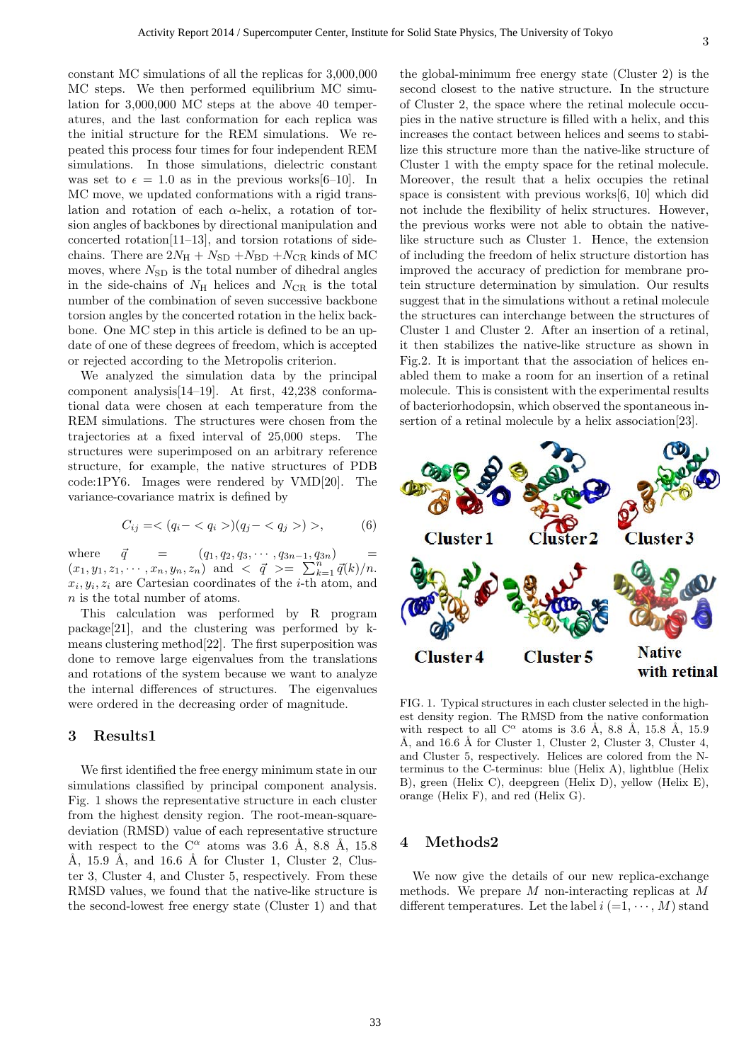constant MC simulations of all the replicas for 3,000,000 MC steps. We then performed equilibrium MC simulation for 3,000,000 MC steps at the above 40 temperatures, and the last conformation for each replica was the initial structure for the REM simulations. We repeated this process four times for four independent REM simulations. In those simulations, dielectric constant was set to $\epsilon = 1.0$ as in the previous works[6–10]. In MC move, we updated conformations with a rigid translation and rotation of each $\alpha$-helix, a rotation of torsion angles of backbones by directional manipulation and concerted rotation[11–13], and torsion rotations of side-chains. There are $2N_{\rm H} + N_{\rm SD} + N_{\rm BD} + N_{\rm CR}$ kinds of MC moves, where $N_{\rm SD}$ is the total number of dihedral angles in the side-chains of $N_{\rm H}$ helices and $N_{\rm CR}$ is the total number of the combination of seven successive backbone torsion angles by the concerted rotation in the helix backbone. One MC step in this article is defined to be an update of one of these degrees of freedom, which is accepted or rejected according to the Metropolis criterion.

We analyzed the simulation data by the principal component analysis[14–19]. At first, 42,238 conformational data were chosen at each temperature from the REM simulations. The structures were chosen from the trajectories at a fixed interval of 25,000 steps. The structures were superimposed on an arbitrary reference structure, for example, the native structures of PDB code:1PY6. Images were rendered by VMD[20]. The variance-covariance matrix is defined by

$$C_{ij} = < (q_i - < q_i >)(q_j - < q_j >) >, \tag{6}$$

where $\vec{q} = (q_1, q_2, q_3, \cdots, q_{3n-1}, q_{3n}) = (x_1, y_1, z_1, \cdots, x_n, y_n, z_n)$ and $< \vec{q} > = \sum_{k=1}^{n} \vec{q}(k)/n$. $x_i, y_i, z_i$ are Cartesian coordinates of the $i$-th atom, and $n$ is the total number of atoms.

This calculation was performed by R program package[21], and the clustering was performed by k-means clustering method[22]. The first superposition was done to remove large eigenvalues from the translations and rotations of the system because we want to analyze the internal differences of structures. The eigenvalues were ordered in the decreasing order of magnitude.

## 3 Results1

We first identified the free energy minimum state in our simulations classified by principal component analysis. Fig. 1 shows the representative structure in each cluster from the highest density region. The root-mean-square-deviation (RMSD) value of each representative structure with respect to the $\mathrm{C}^{\alpha}$ atoms was 3.6 Å, 8.8 Å, 15.8 Å, 15.9 Å, and 16.6 Å for Cluster 1, Cluster 2, Cluster 3, Cluster 4, and Cluster 5, respectively. From these RMSD values, we found that the native-like structure is the second-lowest free energy state (Cluster 1) and that the global-minimum free energy state (Cluster 2) is the second closest to the native structure. In the structure of Cluster 2, the space where the retinal molecule occupies in the native structure is filled with a helix, and this increases the contact between helices and seems to stabilize this structure more than the native-like structure of Cluster 1 with the empty space for the retinal molecule. Moreover, the result that a helix occupies the retinal space is consistent with previous works[6, 10] which did not include the flexibility of helix structures. However, the previous works were not able to obtain the native-like structure such as Cluster 1. Hence, the extension of including the freedom of helix structure distortion has improved the accuracy of prediction for membrane protein structure determination by simulation. Our results suggest that in the simulations without a retinal molecule the structures can interchange between the structures of Cluster 1 and Cluster 2. After an insertion of a retinal, it then stabilizes the native-like structure as shown in Fig.2. It is important that the association of helices enabled them to make a room for an insertion of a retinal molecule. This is consistent with the experimental results of bacteriorhodopsin, which observed the spontaneous insertion of a retinal molecule by a helix association[23].

Cluster 1 Cluster 2 Cluster 3

Cluster 4 Cluster 5 Native with retinal

FIG. 1. Typical structures in each cluster selected in the highest density region. The RMSD from the native conformation with respect to all $\mathrm{C}^{\alpha}$ atoms is 3.6 Å, 8.8 Å, 15.8 Å, 15.9 Å, and 16.6 Å for Cluster 1, Cluster 2, Cluster 3, Cluster 4, and Cluster 5, respectively. Helices are colored from the N-terminus to the C-terminus: blue (Helix A), lightblue (Helix B), green (Helix C), deepgreen (Helix D), yellow (Helix E), orange (Helix F), and red (Helix G).

## 4 Methods2

We now give the details of our new replica-exchange methods. We prepare $M$ non-interacting replicas at $M$ different temperatures. Let the label $i$ (=1, $\cdots$, $M$) stand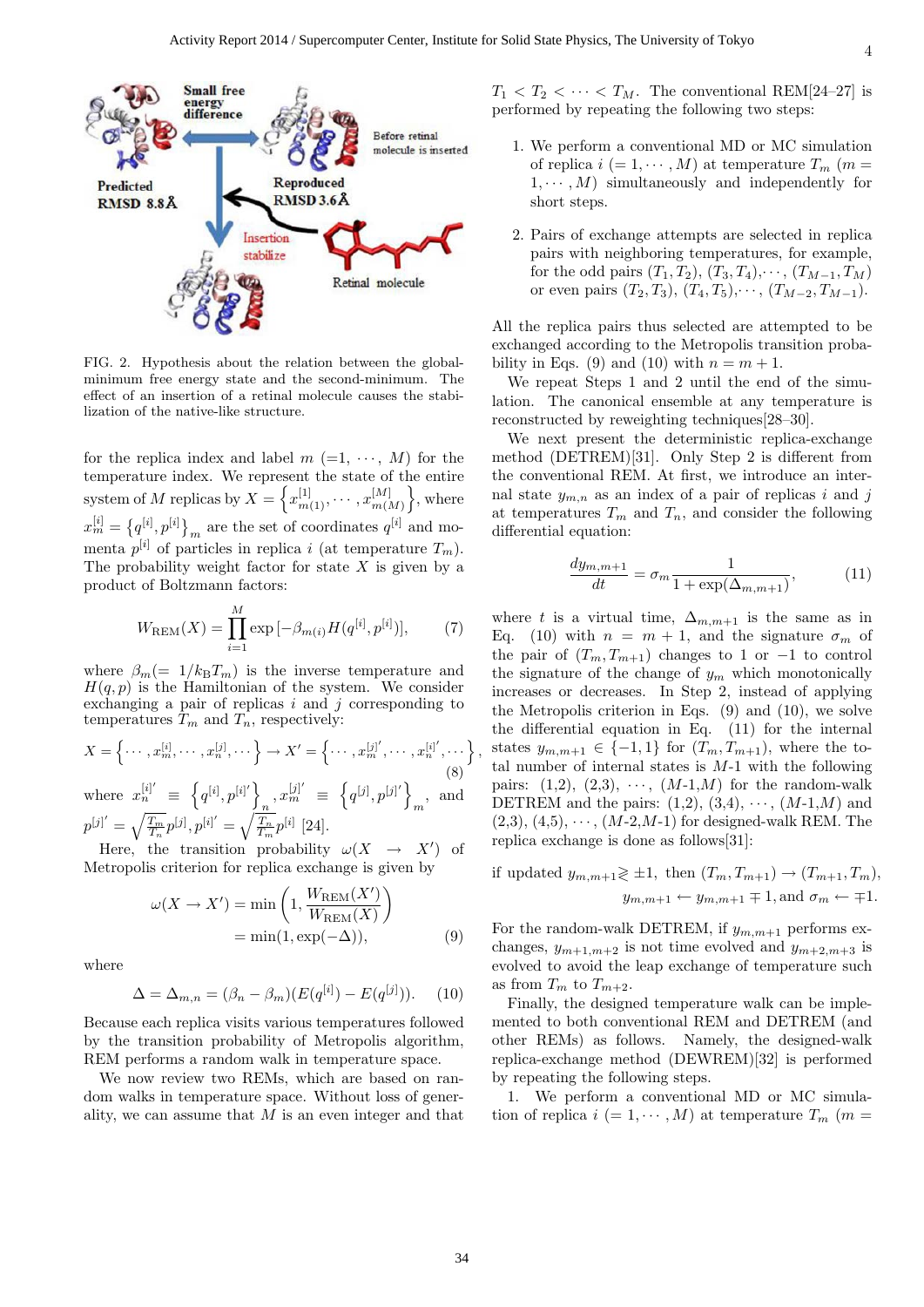FIG. 2. Hypothesis about the relation between the global-minimum free energy state and the second-minimum. The effect of an insertion of a retinal molecule causes the stabilization of the native-like structure.

for the replica index and label $m$ (=1, $\cdots$, $M$) for the temperature index. We represent the state of the entire system of $M$ replicas by $X = \left\{x_{m(1)}^{[1]}, \cdots, x_{m(M)}^{[M]}\right\}$, where $x_m^{[i]} = \left\{q^{[i]}, p^{[i]}\right\}_m$ are the set of coordinates $q^{[i]}$ and momenta $p^{[i]}$ of particles in replica $i$ (at temperature $T_m$). The probability weight factor for state $X$ is given by a product of Boltzmann factors:

$$W_{\rm REM}(X) = \prod_{i=1}^{M} \exp\left[-\beta_{m(i)} H(q^{[i]}, p^{[i]})\right], \tag{7}$$

where $\beta_m (= 1/k_{\rm B}T_m)$ is the inverse temperature and $H(q, p)$ is the Hamiltonian of the system. We consider exchanging a pair of replicas $i$ and $j$ corresponding to temperatures $T_m$ and $T_n$, respectively:

$$X = \left\{\cdots, x_m^{[i]}, \cdots, x_n^{[j]}, \cdots\right\} \rightarrow X' = \left\{\cdots, x_m^{[j]'}, \cdots, x_n^{[i]'}, \cdots\right\}, \tag{8}$$

where $x_n^{[i]'} \equiv \left\{q^{[i]}, p^{[i]'}\right\}_n$, $x_m^{[j]'} \equiv \left\{q^{[j]}, p^{[j]'}\right\}_m$, and $p^{[j]'} = \sqrt{\frac{T_m}{T_n}} p^{[j]}$, $p^{[i]'} = \sqrt{\frac{T_n}{T_m}} p^{[i]}$ [24].

Here, the transition probability $\omega(X \rightarrow X')$ of Metropolis criterion for replica exchange is given by

$$\begin{aligned} \omega(X \rightarrow X') &= \min\left(1, \frac{W_{\rm REM}(X')}{W_{\rm REM}(X)}\right) \\ &= \min(1, \exp(-\Delta)), \end{aligned} \tag{9}$$

where

$$\Delta = \Delta_{m,n} = (\beta_n - \beta_m)(E(q^{[i]}) - E(q^{[j]})). \tag{10}$$

Because each replica visits various temperatures followed by the transition probability of Metropolis algorithm, REM performs a random walk in temperature space.

We now review two REMs, which are based on random walks in temperature space. Without loss of generality, we can assume that $M$ is an even integer and that $T_1 < T_2 < \cdots < T_M$. The conventional REM[24–27] is performed by repeating the following two steps:

1. We perform a conventional MD or MC simulation of replica $i$ (= $1, \cdots, M$) at temperature $T_m$ ($m = 1, \cdots, M$) simultaneously and independently for short steps.

2. Pairs of exchange attempts are selected in replica pairs with neighboring temperatures, for example, for the odd pairs $(T_1, T_2)$, $(T_3, T_4)$, $\cdots$, $(T_{M-1}, T_M)$ or even pairs $(T_2, T_3)$, $(T_4, T_5)$, $\cdots$, $(T_{M-2}, T_{M-1})$.

All the replica pairs thus selected are attempted to be exchanged according to the Metropolis transition probability in Eqs. (9) and (10) with $n = m + 1$.

We repeat Steps 1 and 2 until the end of the simulation. The canonical ensemble at any temperature is reconstructed by reweighting techniques[28–30].

We next present the deterministic replica-exchange method (DETREM)[31]. Only Step 2 is different from the conventional REM. At first, we introduce an internal state $y_{m,n}$ as an index of a pair of replicas $i$ and $j$ at temperatures $T_m$ and $T_n$, and consider the following differential equation:

$$\frac{dy_{m,m+1}}{dt} = \sigma_m \frac{1}{1 + \exp(\Delta_{m,m+1})}, \tag{11}$$

where $t$ is a virtual time, $\Delta_{m,m+1}$ is the same as in Eq. (10) with $n = m + 1$, and the signature $\sigma_m$ of the pair of $(T_m, T_{m+1})$ changes to 1 or $-1$ to control the signature of the change of $y_m$ which monotonically increases or decreases. In Step 2, instead of applying the Metropolis criterion in Eqs. (9) and (10), we solve the differential equation in Eq. (11) for the internal states $y_{m,m+1} \in \{-1, 1\}$ for $(T_m, T_{m+1})$, where the total number of internal states is $M$-1 with the following pairs: (1,2), (2,3), $\cdots$, ($M$-1,$M$) for the random-walk DETREM and the pairs: (1,2), (3,4), $\cdots$, ($M$-1,$M$) and (2,3), (4,5), $\cdots$, ($M$-2,$M$-1) for designed-walk REM. The replica exchange is done as follows[31]:

$$\text{if updated } y_{m,m+1} \gtrless \pm 1, \text{ then } (T_m, T_{m+1}) \rightarrow (T_{m+1}, T_m),$$
$$y_{m,m+1} \leftarrow y_{m,m+1} \mp 1, \text{and } \sigma_m \leftarrow \mp 1.$$

For the random-walk DETREM, if $y_{m,m+1}$ performs exchanges, $y_{m+1,m+2}$ is not time evolved and $y_{m+2,m+3}$ is evolved to avoid the leap exchange of temperature such as from $T_m$ to $T_{m+2}$.

Finally, the designed temperature walk can be implemented to both conventional REM and DETREM (and other REMs) as follows. Namely, the designed-walk replica-exchange method (DEWREM)[32] is performed by repeating the following steps.

1. We perform a conventional MD or MC simulation of replica $i$ (= $1, \cdots, M$) at temperature $T_m$ ($m =$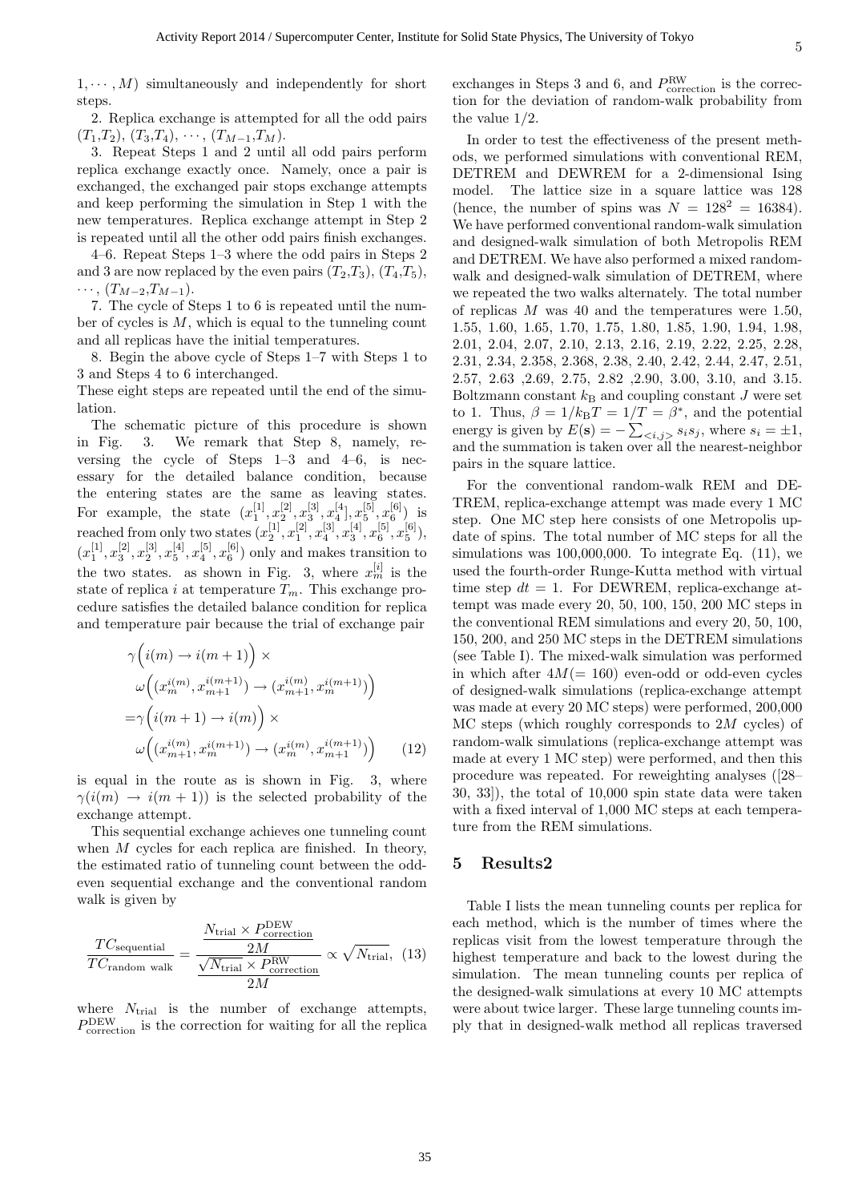$1, \cdots, M$) simultaneously and independently for short steps.

2. Replica exchange is attempted for all the odd pairs $(T_1,T_2)$, $(T_3,T_4)$, $\cdots$, $(T_{M-1},T_M)$.

3. Repeat Steps 1 and 2 until all odd pairs perform replica exchange exactly once. Namely, once a pair is exchanged, the exchanged pair stops exchange attempts and keep performing the simulation in Step 1 with the new temperatures. Replica exchange attempt in Step 2 is repeated until all the other odd pairs finish exchanges.

4–6. Repeat Steps 1–3 where the odd pairs in Steps 2 and 3 are now replaced by the even pairs $(T_2,T_3)$, $(T_4,T_5)$, $\cdots$, $(T_{M-2},T_{M-1})$.

7. The cycle of Steps 1 to 6 is repeated until the number of cycles is $M$, which is equal to the tunneling count and all replicas have the initial temperatures.

8. Begin the above cycle of Steps 1–7 with Steps 1 to 3 and Steps 4 to 6 interchanged.

These eight steps are repeated until the end of the simulation.

The schematic picture of this procedure is shown in Fig. 3. We remark that Step 8, namely, reversing the cycle of Steps 1–3 and 4–6, is necessary for the detailed balance condition, because the entering states are the same as leaving states. For example, the state $(x_1^{[1]}, x_2^{[2]}, x_3^{[3]}, x_4^{[4]}, x_5^{[5]}, x_6^{[6]})$ is reached from only two states $(x_2^{[1]}, x_1^{[2]}, x_4^{[3]}, x_3^{[4]}, x_6^{[5]}, x_5^{[6]})$, $(x_1^{[1]}, x_3^{[2]}, x_2^{[3]}, x_5^{[4]}, x_4^{[5]}, x_6^{[6]})$ only and makes transition to the two states. as shown in Fig. 3, where $x_m^{[i]}$ is the state of replica $i$ at temperature $T_m$. This exchange procedure satisfies the detailed balance condition for replica and temperature pair because the trial of exchange pair

$$
\begin{aligned}
&\gamma\Big(i(m) \to i(m+1)\Big) \times \\
&\quad \omega\Big((x_m^{i(m)}, x_{m+1}^{i(m+1)}) \to (x_{m+1}^{i(m)}, x_m^{i(m+1)})\Big) \\
=&\gamma\Big(i(m+1) \to i(m)\Big) \times \\
&\quad \omega\Big((x_{m+1}^{i(m)}, x_m^{i(m+1)}) \to (x_m^{i(m)}, x_{m+1}^{i(m+1)})\Big)
\end{aligned}
\qquad (12)
$$

is equal in the route as is shown in Fig. 3, where $\gamma(i(m) \to i(m+1))$ is the selected probability of the exchange attempt.

This sequential exchange achieves one tunneling count when $M$ cycles for each replica are finished. In theory, the estimated ratio of tunneling count between the odd-even sequential exchange and the conventional random walk is given by

$$
\frac{TC_{\text{sequential}}}{TC_{\text{random walk}}} = \frac{\dfrac{N_{\text{trial}} \times P_{\text{correction}}^{\text{DEW}}}{2M}}{\dfrac{\sqrt{N_{\text{trial}}} \times P_{\text{correction}}^{\text{RW}}}{2M}} \propto \sqrt{N_{\text{trial}}}, \quad (13)
$$

where $N_{\text{trial}}$ is the number of exchange attempts, $P_{\text{correction}}^{\text{DEW}}$ is the correction for waiting for all the replica exchanges in Steps 3 and 6, and $P_{\text{correction}}^{\text{RW}}$ is the correction for the deviation of random-walk probability from the value 1/2.

In order to test the effectiveness of the present methods, we performed simulations with conventional REM, DETREM and DEWREM for a 2-dimensional Ising model. The lattice size in a square lattice was 128 (hence, the number of spins was $N = 128^2 = 16384$). We have performed conventional random-walk simulation and designed-walk simulation of both Metropolis REM and DETREM. We have also performed a mixed random-walk and designed-walk simulation of DETREM, where we repeated the two walks alternately. The total number of replicas $M$ was 40 and the temperatures were 1.50, 1.55, 1.60, 1.65, 1.70, 1.75, 1.80, 1.85, 1.90, 1.94, 1.98, 2.01, 2.04, 2.07, 2.10, 2.13, 2.16, 2.19, 2.22, 2.25, 2.28, 2.31, 2.34, 2.358, 2.368, 2.38, 2.40, 2.42, 2.44, 2.47, 2.51, 2.57, 2.63 ,2.69, 2.75, 2.82 ,2.90, 3.00, 3.10, and 3.15. Boltzmann constant $k_{\rm B}$ and coupling constant $J$ were set to 1. Thus, $\beta = 1/k_{\rm B}T = 1/T = \beta^*$, and the potential energy is given by $E(\mathbf{s}) = -\sum_{<i,j>} s_i s_j$, where $s_i = \pm 1$, and the summation is taken over all the nearest-neighbor pairs in the square lattice.

For the conventional random-walk REM and DETREM, replica-exchange attempt was made every 1 MC step. One MC step here consists of one Metropolis update of spins. The total number of MC steps for all the simulations was 100,000,000. To integrate Eq. (11), we used the fourth-order Runge-Kutta method with virtual time step $dt = 1$. For DEWREM, replica-exchange attempt was made every 20, 50, 100, 150, 200 MC steps in the conventional REM simulations and every 20, 50, 100, 150, 200, and 250 MC steps in the DETREM simulations (see Table I). The mixed-walk simulation was performed in which after $4M (= 160)$ even-odd or odd-even cycles of designed-walk simulations (replica-exchange attempt was made at every 20 MC steps) were performed, 200,000 MC steps (which roughly corresponds to $2M$ cycles) of random-walk simulations (replica-exchange attempt was made at every 1 MC step) were performed, and then this procedure was repeated. For reweighting analyses ([28–30, 33]), the total of 10,000 spin state data were taken with a fixed interval of 1,000 MC steps at each temperature from the REM simulations.

## 5 Results2

Table I lists the mean tunneling counts per replica for each method, which is the number of times where the replicas visit from the lowest temperature through the highest temperature and back to the lowest during the simulation. The mean tunneling counts per replica of the designed-walk simulations at every 10 MC attempts were about twice larger. These large tunneling counts imply that in designed-walk method all replicas traversed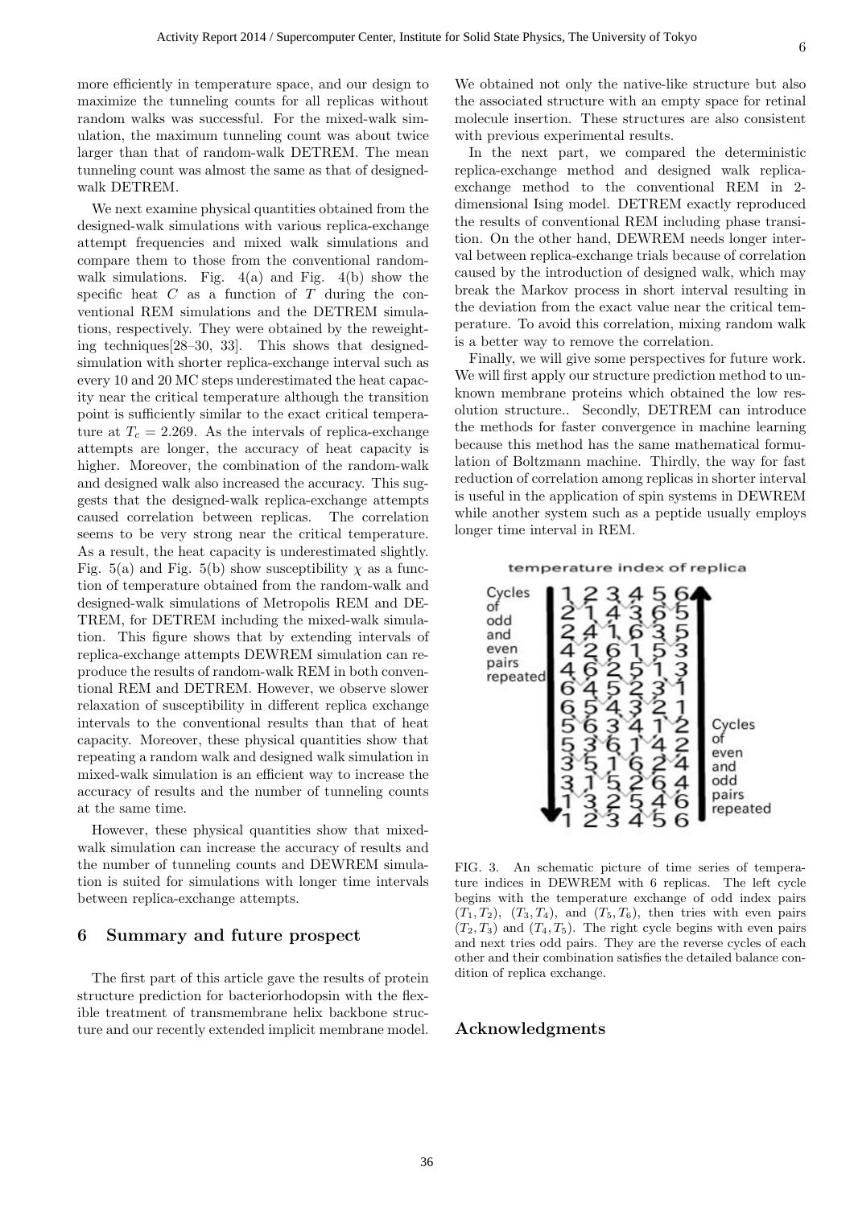more efficiently in temperature space, and our design to maximize the tunneling counts for all replicas without random walks was successful. For the mixed-walk simulation, the maximum tunneling count was about twice larger than that of random-walk DETREM. The mean tunneling count was almost the same as that of designed-walk DETREM.

We next examine physical quantities obtained from the designed-walk simulations with various replica-exchange attempt frequencies and mixed walk simulations and compare them to those from the conventional random-walk simulations. Fig. 4(a) and Fig. 4(b) show the specific heat $C$ as a function of $T$ during the conventional REM simulations and the DETREM simulations, respectively. They were obtained by the reweighting techniques[28–30, 33]. This shows that designed-simulation with shorter replica-exchange interval such as every 10 and 20 MC steps underestimated the heat capacity near the critical temperature although the transition point is sufficiently similar to the exact critical temperature at $T_c = 2.269$. As the intervals of replica-exchange attempts are longer, the accuracy of heat capacity is higher. Moreover, the combination of the random-walk and designed walk also increased the accuracy. This suggests that the designed-walk replica-exchange attempts caused correlation between replicas. The correlation seems to be very strong near the critical temperature. As a result, the heat capacity is underestimated slightly. Fig. 5(a) and Fig. 5(b) show susceptibility $\chi$ as a function of temperature obtained from the random-walk and designed-walk simulations of Metropolis REM and DETREM, for DETREM including the mixed-walk simulation. This figure shows that by extending intervals of replica-exchange attempts DEWREM simulation can reproduce the results of random-walk REM in both conventional REM and DETREM. However, we observe slower relaxation of susceptibility in different replica exchange intervals to the conventional results than that of heat capacity. Moreover, these physical quantities show that repeating a random walk and designed walk simulation in mixed-walk simulation is an efficient way to increase the accuracy of results and the number of tunneling counts at the same time.

However, these physical quantities show that mixed-walk simulation can increase the accuracy of results and the number of tunneling counts and DEWREM simulation is suited for simulations with longer time intervals between replica-exchange attempts.

## 6 Summary and future prospect

The first part of this article gave the results of protein structure prediction for bacteriorhodopsin with the flexible treatment of transmembrane helix backbone structure and our recently extended implicit membrane model. We obtained not only the native-like structure but also the associated structure with an empty space for retinal molecule insertion. These structures are also consistent with previous experimental results.

In the next part, we compared the deterministic replica-exchange method and designed walk replica-exchange method to the conventional REM in 2-dimensional Ising model. DETREM exactly reproduced the results of conventional REM including phase transition. On the other hand, DEWREM needs longer interval between replica-exchange trials because of correlation caused by the introduction of designed walk, which may break the Markov process in short interval resulting in the deviation from the exact value near the critical temperature. To avoid this correlation, mixing random walk is a better way to remove the correlation.

Finally, we will give some perspectives for future work. We will first apply our structure prediction method to unknown membrane proteins which obtained the low resolution structure.. Secondly, DETREM can introduce the methods for faster convergence in machine learning because this method has the same mathematical formulation of Boltzmann machine. Thirdly, the way for fast reduction of correlation among replicas in shorter interval is useful in the application of spin systems in DEWREM while another system such as a peptide usually employs longer time interval in REM.

FIG. 3. An schematic picture of time series of temperature indices in DEWREM with 6 replicas. The left cycle begins with the temperature exchange of odd index pairs $(T_1, T_2)$, $(T_3, T_4)$, and $(T_5, T_6)$, then tries with even pairs $(T_2, T_3)$ and $(T_4, T_5)$. The right cycle begins with even pairs and next tries odd pairs. They are the reverse cycles of each other and their combination satisfies the detailed balance condition of replica exchange.

## Acknowledgments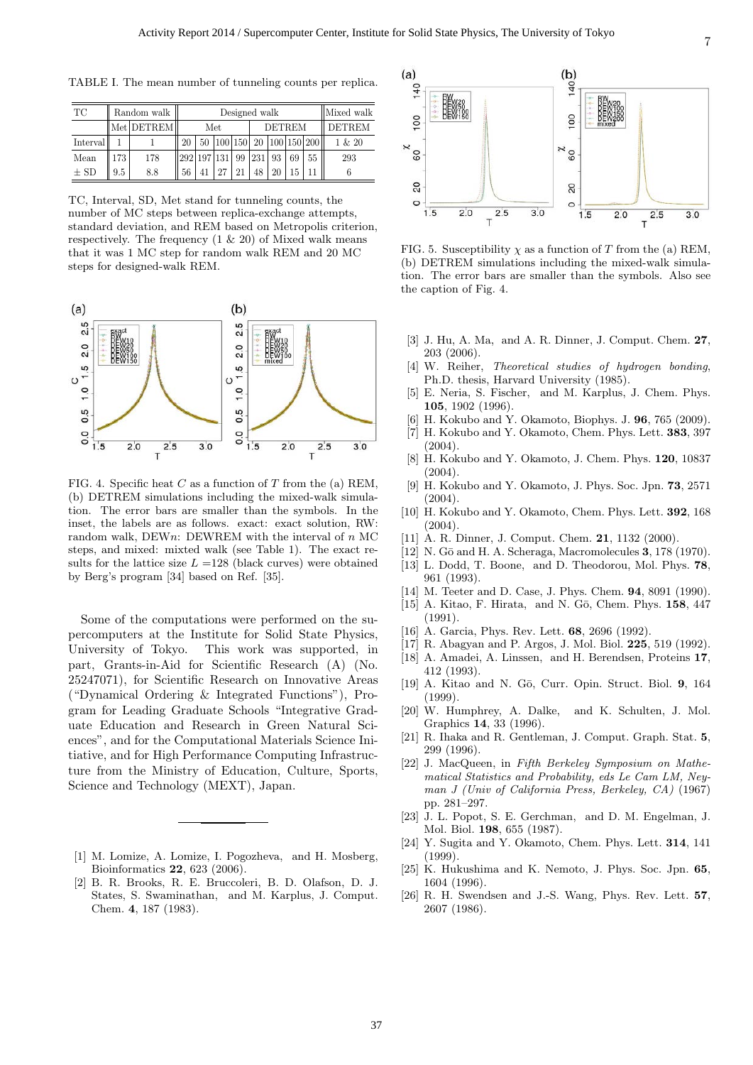TABLE I. The mean number of tunneling counts per replica.

| TC | Random walk | | Designed walk | | | | | | | | | Mixed walk |
|---|---|---|---|---|---|---|---|---|---|---|---|---|
| | Met | DETREM | Met | | | | DETREM | | | | | DETREM |
| Interval | 1 | 1 | 20 | 50 | 100 | 150 | 20 | 100 | 150 | 200 | | 1 & 20 |
| Mean | 173 | 178 | 292 | 197 | 131 | 99 | 231 | 93 | 69 | 55 | | 293 |
| ± SD | 9.5 | 8.8 | 56 | 41 | 27 | 21 | 48 | 20 | 15 | 11 | | 6 |

TC, Interval, SD, Met stand for tunneling counts, the number of MC steps between replica-exchange attempts, standard deviation, and REM based on Metropolis criterion, respectively. The frequency (1 & 20) of Mixed walk means that it was 1 MC step for random walk REM and 20 MC steps for designed-walk REM.

FIG. 4. Specific heat $C$ as a function of $T$ from the (a) REM, (b) DETREM simulations including the mixed-walk simulation. The error bars are smaller than the symbols. In the inset, the labels are as follows. exact: exact solution, RW: random walk, DEW$n$: DEWREM with the interval of $n$ MC steps, and mixed: mixted walk (see Table 1). The exact results for the lattice size $L$ =128 (black curves) were obtained by Berg's program [34] based on Ref. [35].

Some of the computations were performed on the supercomputers at the Institute for Solid State Physics, University of Tokyo. This work was supported, in part, Grants-in-Aid for Scientific Research (A) (No. 25247071), for Scientific Research on Innovative Areas ("Dynamical Ordering & Integrated Functions"), Program for Leading Graduate Schools "Integrative Graduate Education and Research in Green Natural Sciences", and for the Computational Materials Science Initiative, and for High Performance Computing Infrastructure from the Ministry of Education, Culture, Sports, Science and Technology (MEXT), Japan.

---

[1] M. Lomize, A. Lomize, I. Pogozheva, and H. Mosberg, Bioinformatics **22**, 623 (2006).
[2] B. R. Brooks, R. E. Bruccoleri, B. D. Olafson, D. J. States, S. Swaminathan, and M. Karplus, J. Comput. Chem. **4**, 187 (1983).

FIG. 5. Susceptibility $\chi$ as a function of $T$ from the (a) REM, (b) DETREM simulations including the mixed-walk simulation. The error bars are smaller than the symbols. Also see the caption of Fig. 4.

[3] J. Hu, A. Ma, and A. R. Dinner, J. Comput. Chem. **27**, 203 (2006).
[4] W. Reiher, *Theoretical studies of hydrogen bonding*, Ph.D. thesis, Harvard University (1985).
[5] E. Neria, S. Fischer, and M. Karplus, J. Chem. Phys. **105**, 1902 (1996).
[6] H. Kokubo and Y. Okamoto, Biophys. J. **96**, 765 (2009).
[7] H. Kokubo and Y. Okamoto, Chem. Phys. Lett. **383**, 397 (2004).
[8] H. Kokubo and Y. Okamoto, J. Chem. Phys. **120**, 10837 (2004).
[9] H. Kokubo and Y. Okamoto, J. Phys. Soc. Jpn. **73**, 2571 (2004).
[10] H. Kokubo and Y. Okamoto, Chem. Phys. Lett. **392**, 168 (2004).
[11] A. R. Dinner, J. Comput. Chem. **21**, 1132 (2000).
[12] N. Gō and H. A. Scheraga, Macromolecules **3**, 178 (1970).
[13] L. Dodd, T. Boone, and D. Theodorou, Mol. Phys. **78**, 961 (1993).
[14] M. Teeter and D. Case, J. Phys. Chem. **94**, 8091 (1990).
[15] A. Kitao, F. Hirata, and N. Gō, Chem. Phys. **158**, 447 (1991).
[16] A. Garcia, Phys. Rev. Lett. **68**, 2696 (1992).
[17] R. Abagyan and P. Argos, J. Mol. Biol. **225**, 519 (1992).
[18] A. Amadei, A. Linssen, and H. Berendsen, Proteins **17**, 412 (1993).
[19] A. Kitao and N. Gō, Curr. Opin. Struct. Biol. **9**, 164 (1999).
[20] W. Humphrey, A. Dalke, and K. Schulten, J. Mol. Graphics **14**, 33 (1996).
[21] R. Ihaka and R. Gentleman, J. Comput. Graph. Stat. **5**, 299 (1996).
[22] J. MacQueen, in *Fifth Berkeley Symposium on Mathematical Statistics and Probability, eds Le Cam LM, Neyman J (Univ of California Press, Berkeley, CA)* (1967) pp. 281–297.
[23] J. L. Popot, S. E. Gerchman, and D. M. Engelman, J. Mol. Biol. **198**, 655 (1987).
[24] Y. Sugita and Y. Okamoto, Chem. Phys. Lett. **314**, 141 (1999).
[25] K. Hukushima and K. Nemoto, J. Phys. Soc. Jpn. **65**, 1604 (1996).
[26] R. H. Swendsen and J.-S. Wang, Phys. Rev. Lett. **57**, 2607 (1986).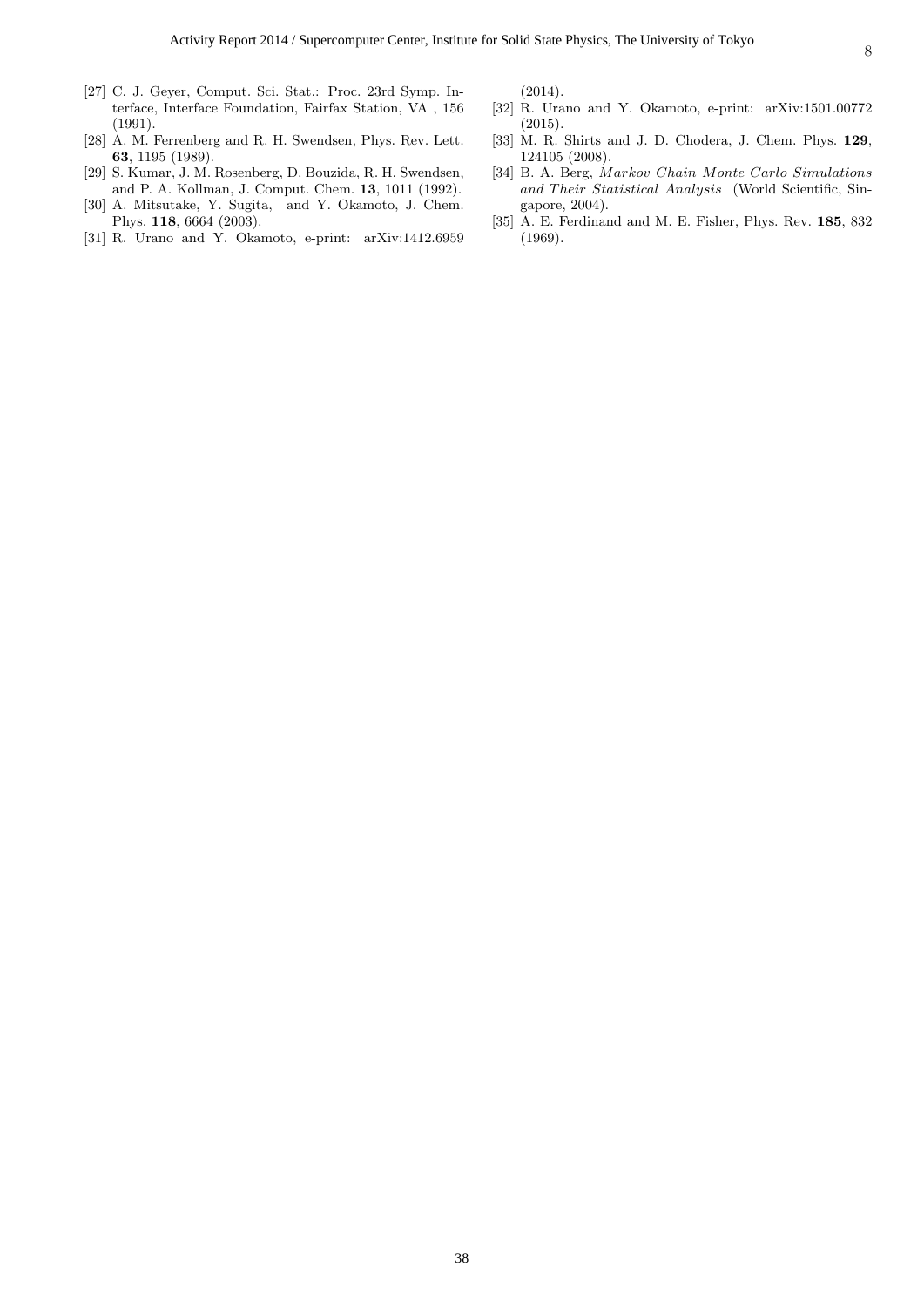[27] C. J. Geyer, Comput. Sci. Stat.: Proc. 23rd Symp. Interface, Interface Foundation, Fairfax Station, VA , 156 (1991).

[28] A. M. Ferrenberg and R. H. Swendsen, Phys. Rev. Lett. **63**, 1195 (1989).

[29] S. Kumar, J. M. Rosenberg, D. Bouzida, R. H. Swendsen, and P. A. Kollman, J. Comput. Chem. **13**, 1011 (1992).

[30] A. Mitsutake, Y. Sugita, and Y. Okamoto, J. Chem. Phys. **118**, 6664 (2003).

[31] R. Urano and Y. Okamoto, e-print: arXiv:1412.6959 (2014).

[32] R. Urano and Y. Okamoto, e-print: arXiv:1501.00772 (2015).

[33] M. R. Shirts and J. D. Chodera, J. Chem. Phys. **129**, 124105 (2008).

[34] B. A. Berg, *Markov Chain Monte Carlo Simulations and Their Statistical Analysis* (World Scientific, Singapore, 2004).

[35] A. E. Ferdinand and M. E. Fisher, Phys. Rev. **185**, 832 (1969).